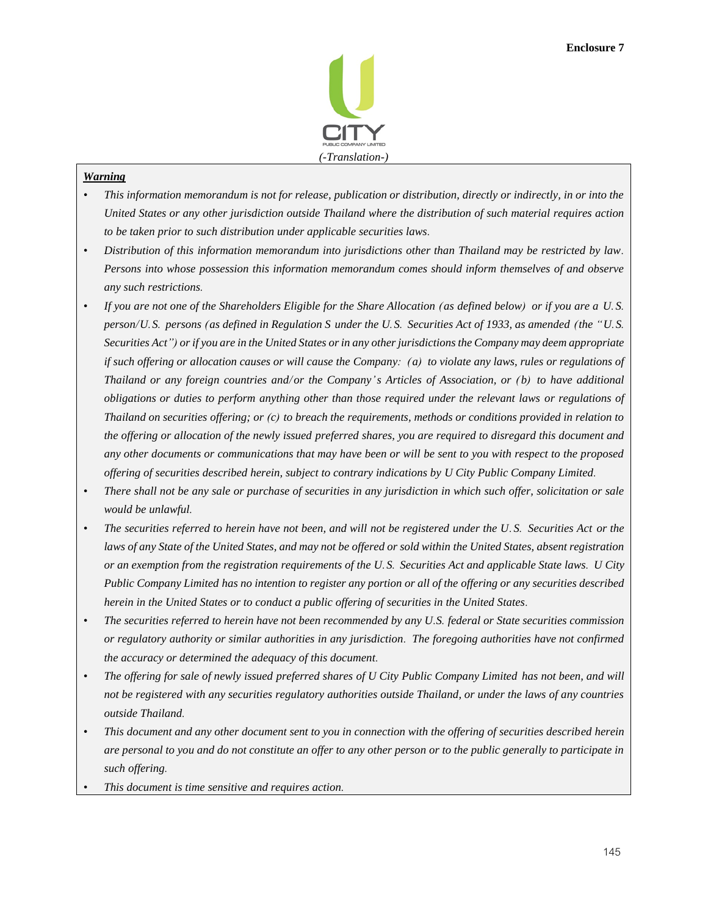**Enclosure 7**

CITY

PUBLIC COMPANY LIMITED

*(-Translation-)*

***Warning***

- *This information memorandum is not for release, publication or distribution, directly or indirectly, in or into the United States or any other jurisdiction outside Thailand where the distribution of such material requires action to be taken prior to such distribution under applicable securities laws.*
- *Distribution of this information memorandum into jurisdictions other than Thailand may be restricted by law. Persons into whose possession this information memorandum comes should inform themselves of and observe any such restrictions.*
- *If you are not one of the Shareholders Eligible for the Share Allocation (as defined below) or if you are a U.S. person/U.S. persons (as defined in Regulation S under the U.S. Securities Act of 1933, as amended (the "U.S. Securities Act") or if you are in the United States or in any other jurisdictions the Company may deem appropriate if such offering or allocation causes or will cause the Company: (a) to violate any laws, rules or regulations of Thailand or any foreign countries and/or the Company's Articles of Association, or (b) to have additional obligations or duties to perform anything other than those required under the relevant laws or regulations of Thailand on securities offering; or (c) to breach the requirements, methods or conditions provided in relation to the offering or allocation of the newly issued preferred shares, you are required to disregard this document and any other documents or communications that may have been or will be sent to you with respect to the proposed offering of securities described herein, subject to contrary indications by U City Public Company Limited.*
- *There shall not be any sale or purchase of securities in any jurisdiction in which such offer, solicitation or sale would be unlawful.*
- *The securities referred to herein have not been, and will not be registered under the U.S. Securities Act or the laws of any State of the United States, and may not be offered or sold within the United States, absent registration or an exemption from the registration requirements of the U.S. Securities Act and applicable State laws. U City Public Company Limited has no intention to register any portion or all of the offering or any securities described herein in the United States or to conduct a public offering of securities in the United States.*
- *The securities referred to herein have not been recommended by any U.S. federal or State securities commission or regulatory authority or similar authorities in any jurisdiction. The foregoing authorities have not confirmed the accuracy or determined the adequacy of this document.*
- *The offering for sale of newly issued preferred shares of U City Public Company Limited has not been, and will not be registered with any securities regulatory authorities outside Thailand, or under the laws of any countries outside Thailand.*
- *This document and any other document sent to you in connection with the offering of securities described herein are personal to you and do not constitute an offer to any other person or to the public generally to participate in such offering.*
- *This document is time sensitive and requires action.*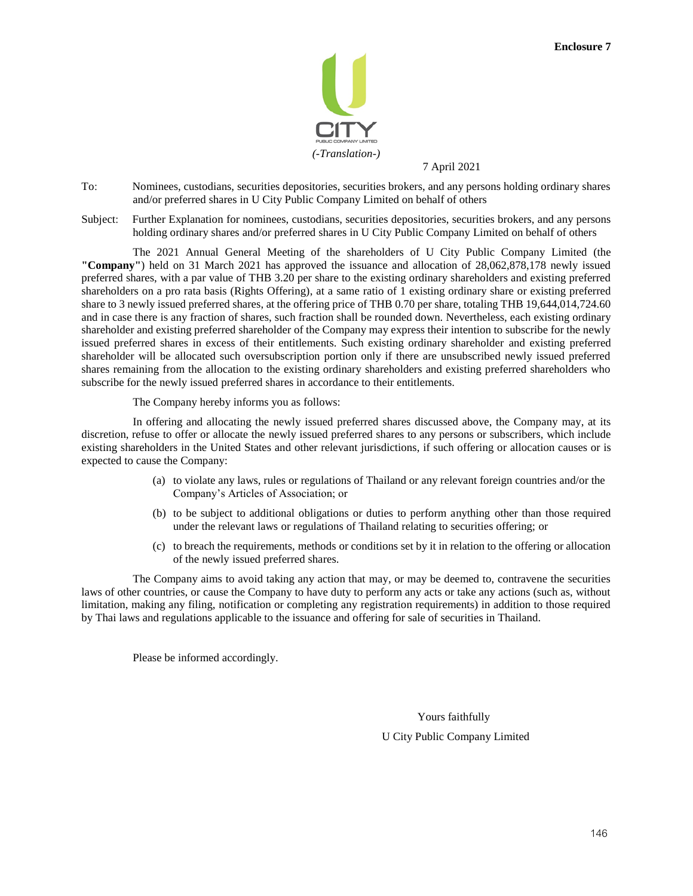**Enclosure 7**

U CITY PUBLIC COMPANY LIMITED

*(-Translation-)*

7 April 2021

To: Nominees, custodians, securities depositories, securities brokers, and any persons holding ordinary shares and/or preferred shares in U City Public Company Limited on behalf of others

Subject: Further Explanation for nominees, custodians, securities depositories, securities brokers, and any persons holding ordinary shares and/or preferred shares in U City Public Company Limited on behalf of others

The 2021 Annual General Meeting of the shareholders of U City Public Company Limited (the **"Company"**) held on 31 March 2021 has approved the issuance and allocation of 28,062,878,178 newly issued preferred shares, with a par value of THB 3.20 per share to the existing ordinary shareholders and existing preferred shareholders on a pro rata basis (Rights Offering), at a same ratio of 1 existing ordinary share or existing preferred share to 3 newly issued preferred shares, at the offering price of THB 0.70 per share, totaling THB 19,644,014,724.60 and in case there is any fraction of shares, such fraction shall be rounded down. Nevertheless, each existing ordinary shareholder and existing preferred shareholder of the Company may express their intention to subscribe for the newly issued preferred shares in excess of their entitlements. Such existing ordinary shareholder and existing preferred shareholder will be allocated such oversubscription portion only if there are unsubscribed newly issued preferred shares remaining from the allocation to the existing ordinary shareholders and existing preferred shareholders who subscribe for the newly issued preferred shares in accordance to their entitlements.

The Company hereby informs you as follows:

In offering and allocating the newly issued preferred shares discussed above, the Company may, at its discretion, refuse to offer or allocate the newly issued preferred shares to any persons or subscribers, which include existing shareholders in the United States and other relevant jurisdictions, if such offering or allocation causes or is expected to cause the Company:

(a) to violate any laws, rules or regulations of Thailand or any relevant foreign countries and/or the Company's Articles of Association; or

(b) to be subject to additional obligations or duties to perform anything other than those required under the relevant laws or regulations of Thailand relating to securities offering; or

(c) to breach the requirements, methods or conditions set by it in relation to the offering or allocation of the newly issued preferred shares.

The Company aims to avoid taking any action that may, or may be deemed to, contravene the securities laws of other countries, or cause the Company to have duty to perform any acts or take any actions (such as, without limitation, making any filing, notification or completing any registration requirements) in addition to those required by Thai laws and regulations applicable to the issuance and offering for sale of securities in Thailand.

Please be informed accordingly.

Yours faithfully

U City Public Company Limited